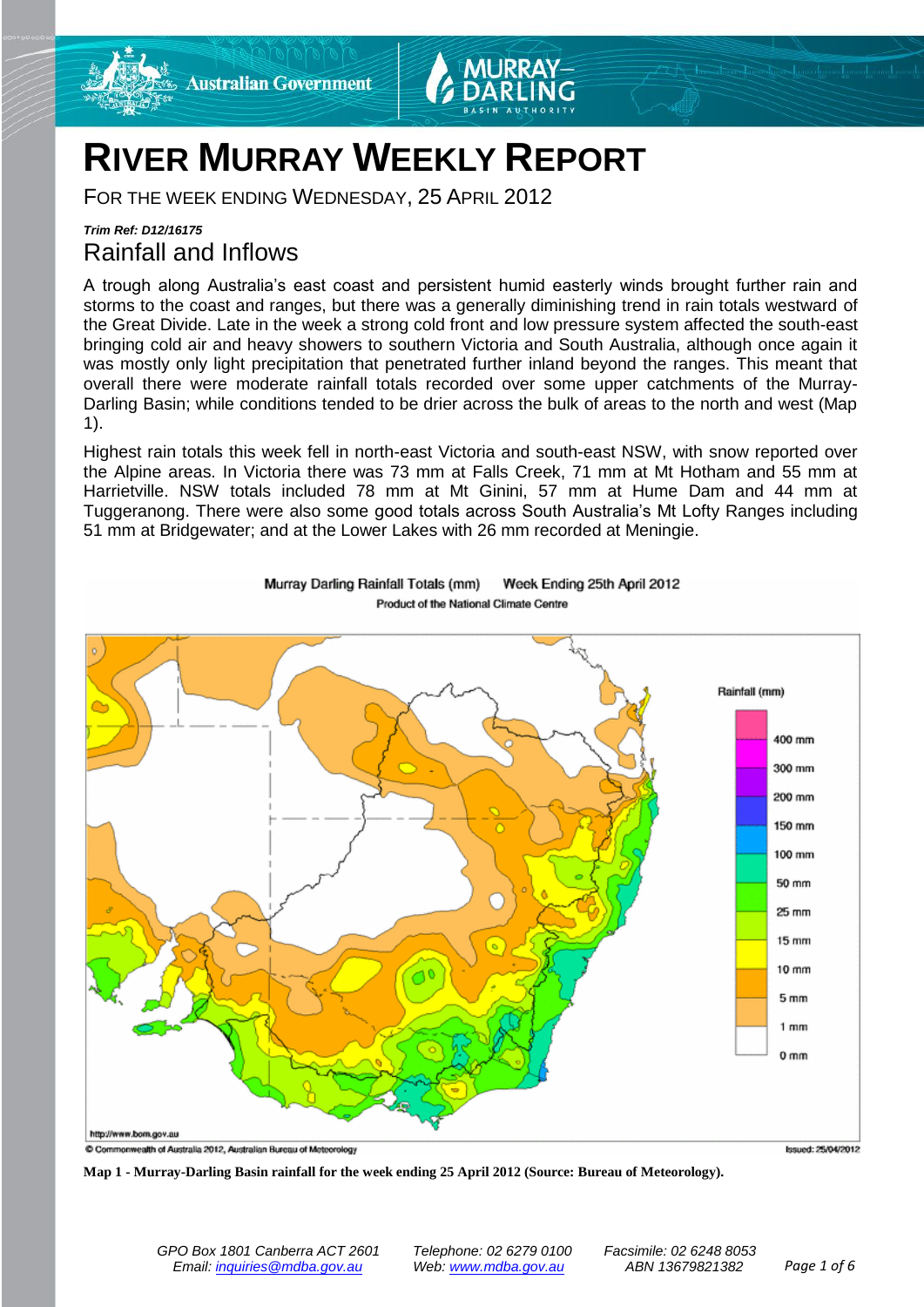# RIVER MURRAY WEEKLY REPORT

FOR THE WEEK ENDING WEDNESDAY, 25 APRIL 2012

***Trim Ref: D12/16175***

## Rainfall and Inflows

A trough along Australia's east coast and persistent humid easterly winds brought further rain and storms to the coast and ranges, but there was a generally diminishing trend in rain totals westward of the Great Divide. Late in the week a strong cold front and low pressure system affected the south-east bringing cold air and heavy showers to southern Victoria and South Australia, although once again it was mostly only light precipitation that penetrated further inland beyond the ranges. This meant that overall there were moderate rainfall totals recorded over some upper catchments of the Murray-Darling Basin; while conditions tended to be drier across the bulk of areas to the north and west (Map 1).

Highest rain totals this week fell in north-east Victoria and south-east NSW, with snow reported over the Alpine areas. In Victoria there was 73 mm at Falls Creek, 71 mm at Mt Hotham and 55 mm at Harrietville. NSW totals included 78 mm at Mt Ginini, 57 mm at Hume Dam and 44 mm at Tuggeranong. There were also some good totals across South Australia's Mt Lofty Ranges including 51 mm at Bridgewater; and at the Lower Lakes with 26 mm recorded at Meningie.

**Map 1 - Murray-Darling Basin rainfall for the week ending 25 April 2012 (Source: Bureau of Meteorology).**

GPO Box 1801 Canberra ACT 2601
Email: inquiries@mdba.gov.au
Telephone: 02 6279 0100
Web: www.mdba.gov.au
Facsimile: 02 6248 8053
ABN 13679821382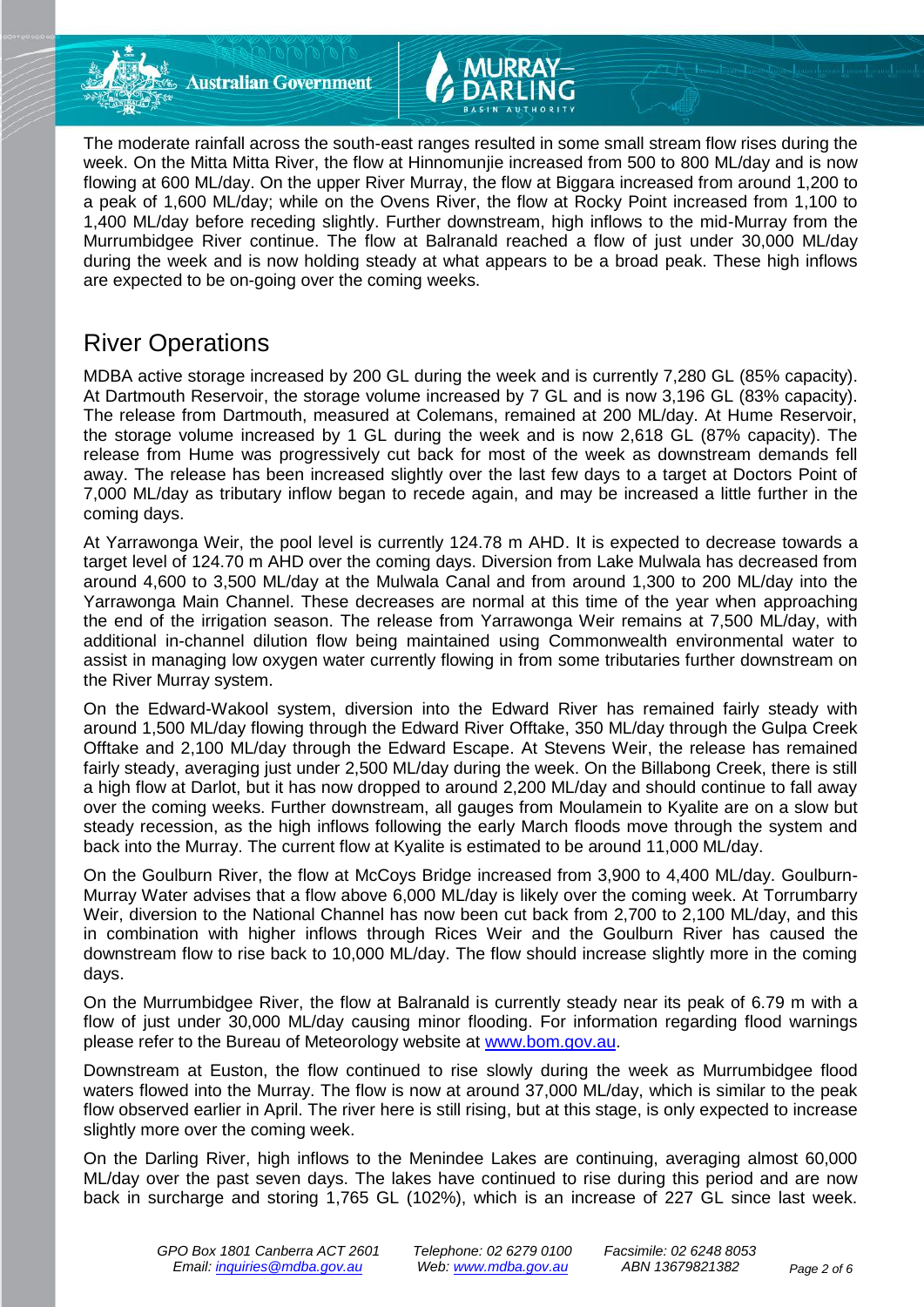The moderate rainfall across the south-east ranges resulted in some small stream flow rises during the week. On the Mitta Mitta River, the flow at Hinnomunjie increased from 500 to 800 ML/day and is now flowing at 600 ML/day. On the upper River Murray, the flow at Biggara increased from around 1,200 to a peak of 1,600 ML/day; while on the Ovens River, the flow at Rocky Point increased from 1,100 to 1,400 ML/day before receding slightly. Further downstream, high inflows to the mid-Murray from the Murrumbidgee River continue. The flow at Balranald reached a flow of just under 30,000 ML/day during the week and is now holding steady at what appears to be a broad peak. These high inflows are expected to be on-going over the coming weeks.

## River Operations

MDBA active storage increased by 200 GL during the week and is currently 7,280 GL (85% capacity). At Dartmouth Reservoir, the storage volume increased by 7 GL and is now 3,196 GL (83% capacity). The release from Dartmouth, measured at Colemans, remained at 200 ML/day. At Hume Reservoir, the storage volume increased by 1 GL during the week and is now 2,618 GL (87% capacity). The release from Hume was progressively cut back for most of the week as downstream demands fell away. The release has been increased slightly over the last few days to a target at Doctors Point of 7,000 ML/day as tributary inflow began to recede again, and may be increased a little further in the coming days.

At Yarrawonga Weir, the pool level is currently 124.78 m AHD. It is expected to decrease towards a target level of 124.70 m AHD over the coming days. Diversion from Lake Mulwala has decreased from around 4,600 to 3,500 ML/day at the Mulwala Canal and from around 1,300 to 200 ML/day into the Yarrawonga Main Channel. These decreases are normal at this time of the year when approaching the end of the irrigation season. The release from Yarrawonga Weir remains at 7,500 ML/day, with additional in-channel dilution flow being maintained using Commonwealth environmental water to assist in managing low oxygen water currently flowing in from some tributaries further downstream on the River Murray system.

On the Edward-Wakool system, diversion into the Edward River has remained fairly steady with around 1,500 ML/day flowing through the Edward River Offtake, 350 ML/day through the Gulpa Creek Offtake and 2,100 ML/day through the Edward Escape. At Stevens Weir, the release has remained fairly steady, averaging just under 2,500 ML/day during the week. On the Billabong Creek, there is still a high flow at Darlot, but it has now dropped to around 2,200 ML/day and should continue to fall away over the coming weeks. Further downstream, all gauges from Moulamein to Kyalite are on a slow but steady recession, as the high inflows following the early March floods move through the system and back into the Murray. The current flow at Kyalite is estimated to be around 11,000 ML/day.

On the Goulburn River, the flow at McCoys Bridge increased from 3,900 to 4,400 ML/day. Goulburn-Murray Water advises that a flow above 6,000 ML/day is likely over the coming week. At Torrumbarry Weir, diversion to the National Channel has now been cut back from 2,700 to 2,100 ML/day, and this in combination with higher inflows through Rices Weir and the Goulburn River has caused the downstream flow to rise back to 10,000 ML/day. The flow should increase slightly more in the coming days.

On the Murrumbidgee River, the flow at Balranald is currently steady near its peak of 6.79 m with a flow of just under 30,000 ML/day causing minor flooding. For information regarding flood warnings please refer to the Bureau of Meteorology website at www.bom.gov.au.

Downstream at Euston, the flow continued to rise slowly during the week as Murrumbidgee flood waters flowed into the Murray. The flow is now at around 37,000 ML/day, which is similar to the peak flow observed earlier in April. The river here is still rising, but at this stage, is only expected to increase slightly more over the coming week.

On the Darling River, high inflows to the Menindee Lakes are continuing, averaging almost 60,000 ML/day over the past seven days. The lakes have continued to rise during this period and are now back in surcharge and storing 1,765 GL (102%), which is an increase of 227 GL since last week.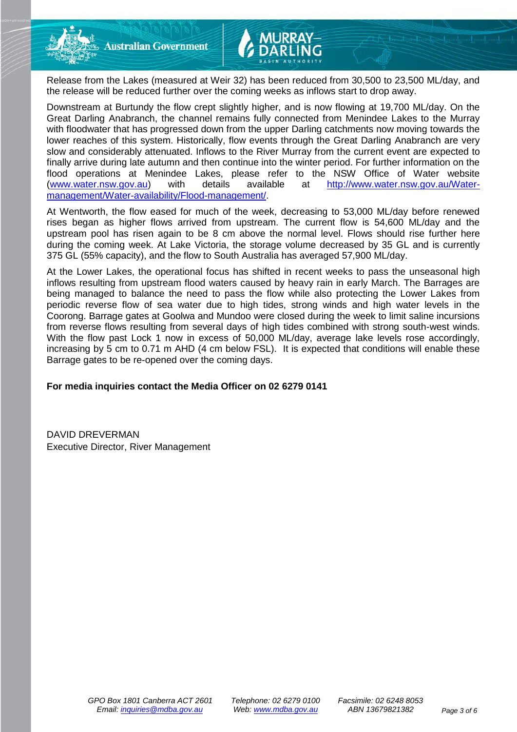Release from the Lakes (measured at Weir 32) has been reduced from 30,500 to 23,500 ML/day, and the release will be reduced further over the coming weeks as inflows start to drop away.

Downstream at Burtundy the flow crept slightly higher, and is now flowing at 19,700 ML/day. On the Great Darling Anabranch, the channel remains fully connected from Menindee Lakes to the Murray with floodwater that has progressed down from the upper Darling catchments now moving towards the lower reaches of this system. Historically, flow events through the Great Darling Anabranch are very slow and considerably attenuated. Inflows to the River Murray from the current event are expected to finally arrive during late autumn and then continue into the winter period. For further information on the flood operations at Menindee Lakes, please refer to the NSW Office of Water website (www.water.nsw.gov.au) with details available at http://www.water.nsw.gov.au/Water-management/Water-availability/Flood-management/.

At Wentworth, the flow eased for much of the week, decreasing to 53,000 ML/day before renewed rises began as higher flows arrived from upstream. The current flow is 54,600 ML/day and the upstream pool has risen again to be 8 cm above the normal level. Flows should rise further here during the coming week. At Lake Victoria, the storage volume decreased by 35 GL and is currently 375 GL (55% capacity), and the flow to South Australia has averaged 57,900 ML/day.

At the Lower Lakes, the operational focus has shifted in recent weeks to pass the unseasonal high inflows resulting from upstream flood waters caused by heavy rain in early March. The Barrages are being managed to balance the need to pass the flow while also protecting the Lower Lakes from periodic reverse flow of sea water due to high tides, strong winds and high water levels in the Coorong. Barrage gates at Goolwa and Mundoo were closed during the week to limit saline incursions from reverse flows resulting from several days of high tides combined with strong south-west winds. With the flow past Lock 1 now in excess of 50,000 ML/day, average lake levels rose accordingly, increasing by 5 cm to 0.71 m AHD (4 cm below FSL). It is expected that conditions will enable these Barrage gates to be re-opened over the coming days.

**For media inquiries contact the Media Officer on 02 6279 0141**

DAVID DREVERMAN
Executive Director, River Management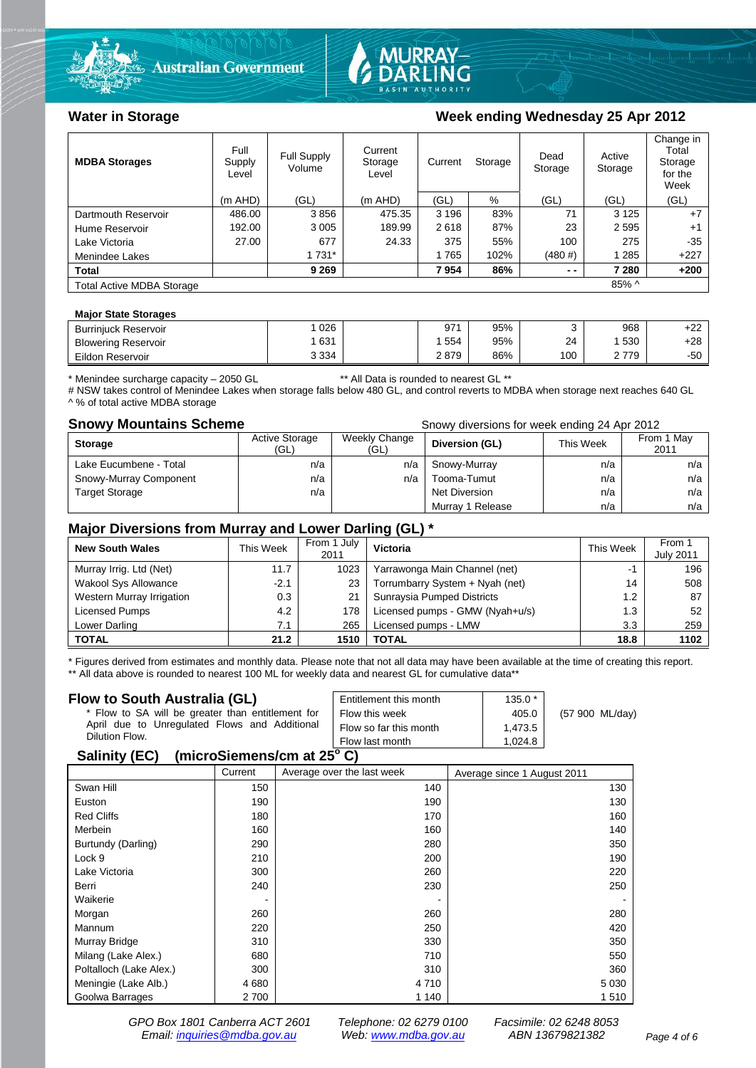## Water in Storage

### Week ending Wednesday 25 Apr 2012

| MDBA Storages | Full Supply Level | Full Supply Volume | Current Storage Level | Current Storage | | Dead Storage | Active Storage | Change in Total Storage for the Week |
|---|---|---|---|---|---|---|---|---|
| | (m AHD) | (GL) | (m AHD) | (GL) | % | (GL) | (GL) | (GL) |
| Dartmouth Reservoir | 486.00 | 3 856 | 475.35 | 3 196 | 83% | 71 | 3 125 | +7 |
| Hume Reservoir | 192.00 | 3 005 | 189.99 | 2 618 | 87% | 23 | 2 595 | +1 |
| Lake Victoria | 27.00 | 677 | 24.33 | 375 | 55% | 100 | 275 | -35 |
| Menindee Lakes | | 1 731* | | 1 765 | 102% | (480 #) | 1 285 | +227 |
| **Total** | | **9 269** | | **7 954** | **86%** | **- -** | **7 280** | **+200** |
| Total Active MDBA Storage | | | | | | | 85% ^ | |

**Major State Storages**

| | | | | | | | |
|---|---|---|---|---|---|---|---|
| Burrinjuck Reservoir | 1 026 | | 971 | 95% | 3 | 968 | +22 |
| Blowering Reservoir | 1 631 | | 1 554 | 95% | 24 | 1 530 | +28 |
| Eildon Reservoir | 3 334 | | 2 879 | 86% | 100 | 2 779 | -50 |

\* Menindee surcharge capacity – 2050 GL ** All Data is rounded to nearest GL **
# NSW takes control of Menindee Lakes when storage falls below 480 GL, and control reverts to MDBA when storage next reaches 640 GL
^ % of total active MDBA storage

## Snowy Mountains Scheme

Snowy diversions for week ending 24 Apr 2012

| Storage | Active Storage (GL) | Weekly Change (GL) | Diversion (GL) | This Week | From 1 May 2011 |
|---|---|---|---|---|---|
| Lake Eucumbene - Total | n/a | n/a | Snowy-Murray | n/a | n/a |
| Snowy-Murray Component | n/a | n/a | Tooma-Tumut | n/a | n/a |
| Target Storage | n/a | | Net Diversion | n/a | n/a |
| | | | Murray 1 Release | n/a | n/a |

## Major Diversions from Murray and Lower Darling (GL) *

| New South Wales | This Week | From 1 July 2011 | Victoria | This Week | From 1 July 2011 |
|---|---|---|---|---|---|
| Murray Irrig. Ltd (Net) | 11.7 | 1023 | Yarrawonga Main Channel (net) | -1 | 196 |
| Wakool Sys Allowance | -2.1 | 23 | Torrumbarry System + Nyah (net) | 14 | 508 |
| Western Murray Irrigation | 0.3 | 21 | Sunraysia Pumped Districts | 1.2 | 87 |
| Licensed Pumps | 4.2 | 178 | Licensed pumps - GMW (Nyah+u/s) | 1.3 | 52 |
| Lower Darling | 7.1 | 265 | Licensed pumps - LMW | 3.3 | 259 |
| **TOTAL** | **21.2** | **1510** | **TOTAL** | **18.8** | **1102** |

\* Figures derived from estimates and monthly data. Please note that not all data may have been available at the time of creating this report.
** All data above is rounded to nearest 100 ML for weekly data and nearest GL for cumulative data**

## Flow to South Australia (GL)

\* Flow to SA will be greater than entitlement for April due to Unregulated Flows and Additional Dilution Flow.

| | | |
|---|---|---|
| Entitlement this month | 135.0 * | |
| Flow this week | 405.0 | (57 900 ML/day) |
| Flow so far this month | 1,473.5 | |
| Flow last month | 1,024.8 | |

## Salinity (EC) (microSiemens/cm at 25° C)

| | Current | Average over the last week | Average since 1 August 2011 |
|---|---|---|---|
| Swan Hill | 150 | 140 | 130 |
| Euston | 190 | 190 | 130 |
| Red Cliffs | 180 | 170 | 160 |
| Merbein | 160 | 160 | 140 |
| Burtundy (Darling) | 290 | 280 | 350 |
| Lock 9 | 210 | 200 | 190 |
| Lake Victoria | 300 | 260 | 220 |
| Berri | 240 | 230 | 250 |
| Waikerie | - | - | - |
| Morgan | 260 | 260 | 280 |
| Mannum | 220 | 250 | 420 |
| Murray Bridge | 310 | 330 | 350 |
| Milang (Lake Alex.) | 680 | 710 | 550 |
| Poltalloch (Lake Alex.) | 300 | 310 | 360 |
| Meningie (Lake Alb.) | 4 680 | 4 710 | 5 030 |
| Goolwa Barrages | 2 700 | 1 140 | 1 510 |

GPO Box 1801 Canberra ACT 2601 Telephone: 02 6279 0100 Facsimile: 02 6248 8053
Email: inquiries@mdba.gov.au Web: www.mdba.gov.au ABN 13679821382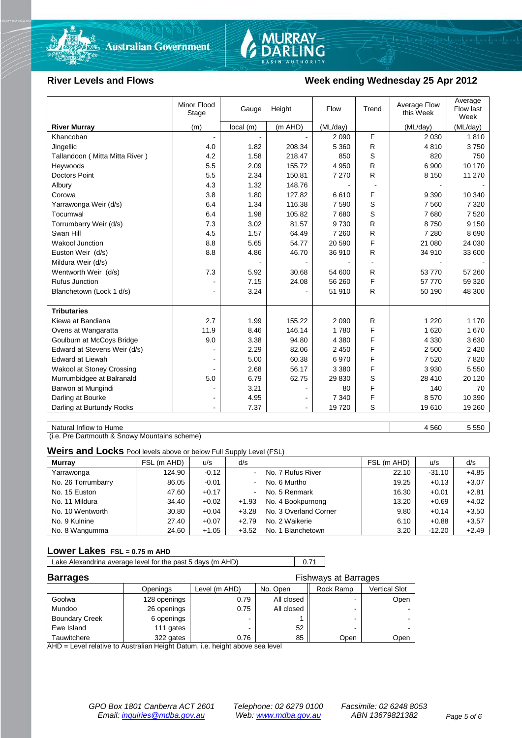## River Levels and Flows

## Week ending Wednesday 25 Apr 2012

| River Murray | Minor Flood Stage (m) | Gauge Height local (m) | Height (m AHD) | Flow (ML/day) | Trend | Average Flow this Week (ML/day) | Average Flow last Week (ML/day) |
|---|---|---|---|---|---|---|---|
| Khancoban | - | - | - | 2 090 | F | 2 030 | 1 810 |
| Jingellic | 4.0 | 1.82 | 208.34 | 5 360 | R | 4 810 | 3 750 |
| Tallandoon ( Mitta Mitta River ) | 4.2 | 1.58 | 218.47 | 850 | S | 820 | 750 |
| Heywoods | 5.5 | 2.09 | 155.72 | 4 950 | R | 6 900 | 10 170 |
| Doctors Point | 5.5 | 2.34 | 150.81 | 7 270 | R | 8 150 | 11 270 |
| Albury | 4.3 | 1.32 | 148.76 | - | - | - | - |
| Corowa | 3.8 | 1.80 | 127.82 | 6 610 | F | 9 390 | 10 340 |
| Yarrawonga Weir (d/s) | 6.4 | 1.34 | 116.38 | 7 590 | S | 7 560 | 7 320 |
| Tocumwal | 6.4 | 1.98 | 105.82 | 7 680 | S | 7 680 | 7 520 |
| Torrumbarry Weir (d/s) | 7.3 | 3.02 | 81.57 | 9 730 | R | 8 750 | 9 150 |
| Swan Hill | 4.5 | 1.57 | 64.49 | 7 260 | R | 7 280 | 8 690 |
| Wakool Junction | 8.8 | 5.65 | 54.77 | 20 590 | F | 21 080 | 24 030 |
| Euston Weir (d/s) | 8.8 | 4.86 | 46.70 | 36 910 | R | 34 910 | 33 600 |
| Mildura Weir (d/s) | | - | - | - | - | - | - |
| Wentworth Weir (d/s) | 7.3 | 5.92 | 30.68 | 54 600 | R | 53 770 | 57 260 |
| Rufus Junction | - | 7.15 | 24.08 | 56 260 | F | 57 770 | 59 320 |
| Blanchetown (Lock 1 d/s) | - | 3.24 | - | 51 910 | R | 50 190 | 48 300 |
| **Tributaries** | | | | | | | |
| Kiewa at Bandiana | 2.7 | 1.99 | 155.22 | 2 090 | R | 1 220 | 1 170 |
| Ovens at Wangaratta | 11.9 | 8.46 | 146.14 | 1 780 | F | 1 620 | 1 670 |
| Goulburn at McCoys Bridge | 9.0 | 3.38 | 94.80 | 4 380 | F | 4 330 | 3 630 |
| Edward at Stevens Weir (d/s) | - | 2.29 | 82.06 | 2 450 | F | 2 500 | 2 420 |
| Edward at Liewah | - | 5.00 | 60.38 | 6 970 | F | 7 520 | 7 820 |
| Wakool at Stoney Crossing | - | 2.68 | 56.17 | 3 380 | F | 3 930 | 5 550 |
| Murrumbidgee at Balranald | 5.0 | 6.79 | 62.75 | 29 830 | S | 28 410 | 20 120 |
| Barwon at Mungindi | - | 3.21 | - | 80 | F | 140 | 70 |
| Darling at Bourke | - | 4.95 | - | 7 340 | F | 8 570 | 10 390 |
| Darling at Burtundy Rocks | - | 7.37 | - | 19 720 | S | 19 610 | 19 260 |

| | This Week | Last Week |
|---|---|---|
| Natural Inflow to Hume | 4 560 | 5 550 |

(i.e. Pre Dartmouth & Snowy Mountains scheme)

### Weirs and Locks
Pool levels above or below Full Supply Level (FSL)

| Murray | FSL (m AHD) | u/s | d/s | | FSL (m AHD) | u/s | d/s |
|---|---|---|---|---|---|---|---|
| Yarrawonga | 124.90 | -0.12 | - | No. 7 Rufus River | 22.10 | -31.10 | +4.85 |
| No. 26 Torrumbarry | 86.05 | -0.01 | - | No. 6 Murtho | 19.25 | +0.13 | +3.07 |
| No. 15 Euston | 47.60 | +0.17 | - | No. 5 Renmark | 16.30 | +0.01 | +2.81 |
| No. 11 Mildura | 34.40 | +0.02 | +1.93 | No. 4 Bookpurnong | 13.20 | +0.69 | +4.02 |
| No. 10 Wentworth | 30.80 | +0.04 | +3.28 | No. 3 Overland Corner | 9.80 | +0.14 | +3.50 |
| No. 9 Kulnine | 27.40 | +0.07 | +2.79 | No. 2 Waikerie | 6.10 | +0.88 | +3.57 |
| No. 8 Wangumma | 24.60 | +1.05 | +3.52 | No. 1 Blanchetown | 3.20 | -12.20 | +2.49 |

### Lower Lakes
FSL = 0.75 m AHD

| | |
|---|---|
| Lake Alexandrina average level for the past 5 days (m AHD) | 0.71 |

### Barrages

| | Openings | Level (m AHD) | No. Open | Fishways at Barrages: Rock Ramp | Fishways at Barrages: Vertical Slot |
|---|---|---|---|---|---|
| Goolwa | 128 openings | 0.79 | All closed | - | Open |
| Mundoo | 26 openings | 0.75 | All closed | - | - |
| Boundary Creek | 6 openings | - | 1 | - | - |
| Ewe Island | 111 gates | - | 52 | - | - |
| Tauwitchere | 322 gates | 0.76 | 85 | Open | Open |

AHD = Level relative to Australian Height Datum, i.e. height above sea level

*GPO Box 1801 Canberra ACT 2601 Telephone: 02 6279 0100 Facsimile: 02 6248 8053*
*Email: inquiries@mdba.gov.au Web: www.mdba.gov.au ABN 13679821382*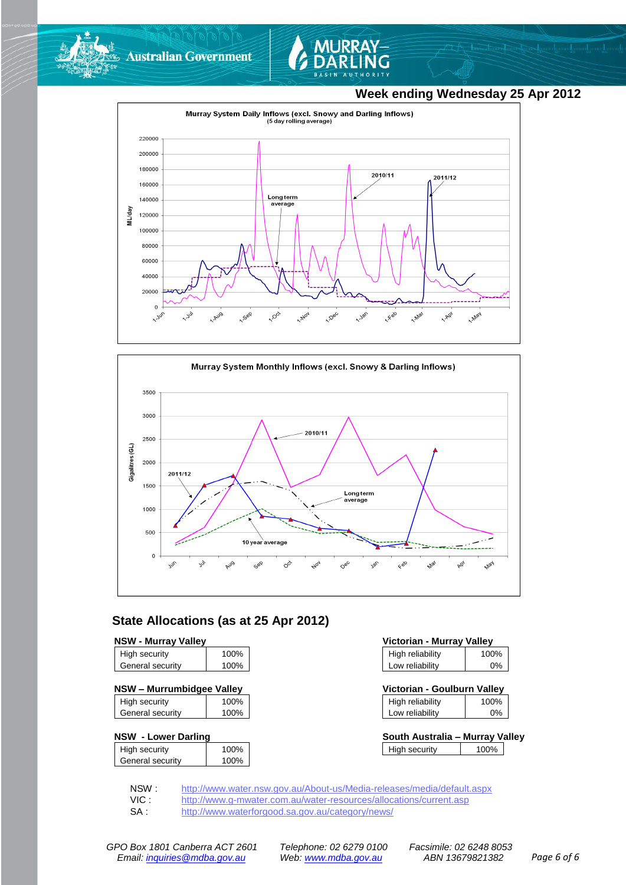Week ending Wednesday 25 Apr 2012

Murray System Daily Inflows (excl. Snowy and Darling Inflows)
(5 day rolling average)

ML/day

220000
200000
180000
160000
140000
120000
100000
80000
60000
40000
20000
0

1-Jun 1-Jul 1-Aug 1-Sep 1-Oct 1-Nov 1-Dec 1-Jan 1-Feb 1-Mar 1-Apr 1-May

Long term average

2010/11

2011/12

Murray System Monthly Inflows (excl. Snowy & Darling Inflows)

Gigalitres (GL)

3500
3000
2500
2000
1500
1000
500
0

Jun Jul Aug Sep Oct Nov Dec Jan Feb Mar Apr May

2010/11

2011/12

Long term average

10 year average

## State Allocations (as at 25 Apr 2012)

**NSW - Murray Valley**

| | |
|---|---|
| High security | 100% |
| General security | 100% |

**NSW – Murrumbidgee Valley**

| | |
|---|---|
| High security | 100% |
| General security | 100% |

**NSW - Lower Darling**

| | |
|---|---|
| High security | 100% |
| General security | 100% |

**Victorian - Murray Valley**

| | |
|---|---|
| High reliability | 100% |
| Low reliability | 0% |

**Victorian - Goulburn Valley**

| | |
|---|---|
| High reliability | 100% |
| Low reliability | 0% |

**South Australia – Murray Valley**

| | |
|---|---|
| High security | 100% |

NSW : http://www.water.nsw.gov.au/About-us/Media-releases/media/default.aspx
VIC : http://www.g-mwater.com.au/water-resources/allocations/current.asp
SA : http://www.waterforgood.sa.gov.au/category/news/

*GPO Box 1801 Canberra ACT 2601* *Telephone: 02 6279 0100* *Facsimile: 02 6248 8053*
*Email: inquiries@mdba.gov.au* *Web: www.mdba.gov.au* *ABN 13679821382*